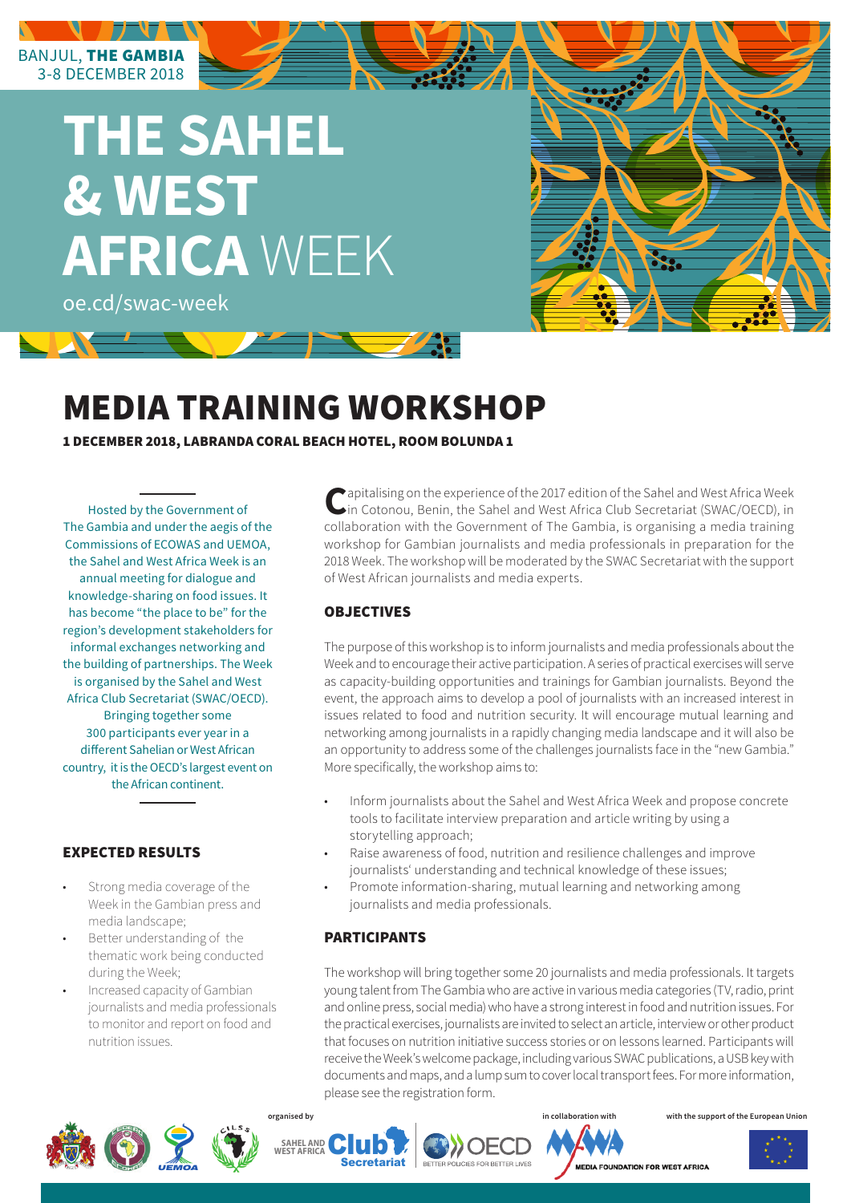BANJUL, **THE GAMBIA**
3-8 DECEMBER 2018

# THE SAHEL & WEST AFRICA WEEK

oe.cd/swac-week

# MEDIA TRAINING WORKSHOP

**1 DECEMBER 2018, LABRANDA CORAL BEACH HOTEL, ROOM BOLUNDA 1**

Hosted by the Government of The Gambia and under the aegis of the Commissions of ECOWAS and UEMOA, the Sahel and West Africa Week is an annual meeting for dialogue and knowledge-sharing on food issues. It has become "the place to be" for the region's development stakeholders for informal exchanges networking and the building of partnerships. The Week is organised by the Sahel and West Africa Club Secretariat (SWAC/OECD). Bringing together some 300 participants ever year in a different Sahelian or West African country, it is the OECD's largest event on the African continent.

Capitalising on the experience of the 2017 edition of the Sahel and West Africa Week in Cotonou, Benin, the Sahel and West Africa Club Secretariat (SWAC/OECD), in collaboration with the Government of The Gambia, is organising a media training workshop for Gambian journalists and media professionals in preparation for the 2018 Week. The workshop will be moderated by the SWAC Secretariat with the support of West African journalists and media experts.

## OBJECTIVES

The purpose of this workshop is to inform journalists and media professionals about the Week and to encourage their active participation. A series of practical exercises will serve as capacity-building opportunities and trainings for Gambian journalists. Beyond the event, the approach aims to develop a pool of journalists with an increased interest in issues related to food and nutrition security. It will encourage mutual learning and networking among journalists in a rapidly changing media landscape and it will also be an opportunity to address some of the challenges journalists face in the "new Gambia." More specifically, the workshop aims to:

- Inform journalists about the Sahel and West Africa Week and propose concrete tools to facilitate interview preparation and article writing by using a storytelling approach;
- Raise awareness of food, nutrition and resilience challenges and improve journalists' understanding and technical knowledge of these issues;
- Promote information-sharing, mutual learning and networking among journalists and media professionals.

## EXPECTED RESULTS

- Strong media coverage of the Week in the Gambian press and media landscape;
- Better understanding of the thematic work being conducted during the Week;
- Increased capacity of Gambian journalists and media professionals to monitor and report on food and nutrition issues.

## PARTICIPANTS

The workshop will bring together some 20 journalists and media professionals. It targets young talent from The Gambia who are active in various media categories (TV, radio, print and online press, social media) who have a strong interest in food and nutrition issues. For the practical exercises, journalists are invited to select an article, interview or other product that focuses on nutrition initiative success stories or on lessons learned. Participants will receive the Week's welcome package, including various SWAC publications, a USB key with documents and maps, and a lump sum to cover local transport fees. For more information, please see the registration form.

organised by SAHEL AND WEST AFRICA Club Secretariat · OECD BETTER POLICIES FOR BETTER LIVES

in collaboration with MEDIA FOUNDATION FOR WEST AFRICA

with the support of the European Union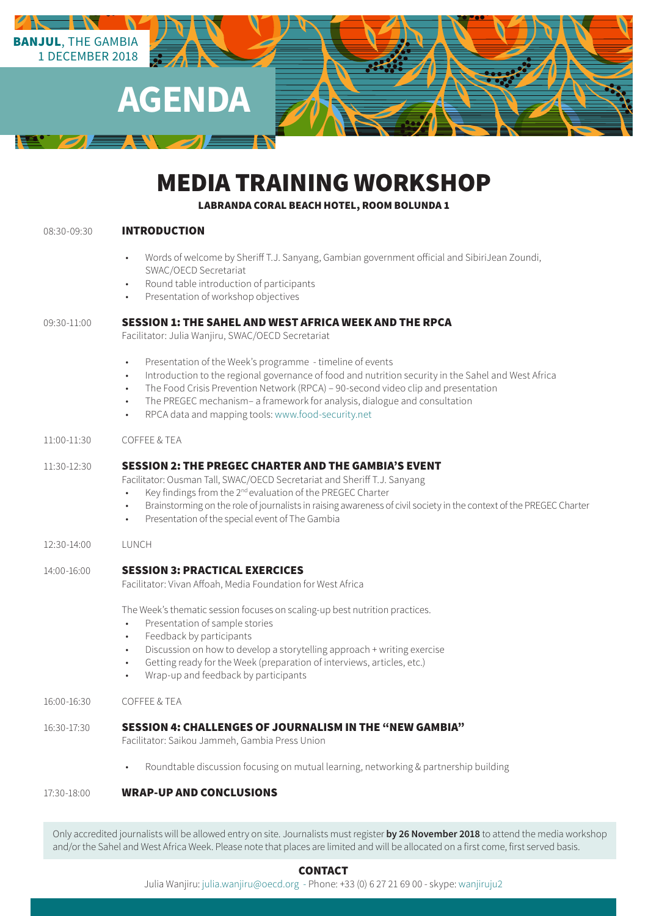**BANJUL**, THE GAMBIA
1 DECEMBER 2018

# AGENDA

# MEDIA TRAINING WORKSHOP

**LABRANDA CORAL BEACH HOTEL, ROOM BOLUNDA 1**

08:30-09:30 **INTRODUCTION**

- Words of welcome by Sheriff T.J. Sanyang, Gambian government official and SibiriJean Zoundi, SWAC/OECD Secretariat
- Round table introduction of participants
- Presentation of workshop objectives

09:30-11:00 **SESSION 1: THE SAHEL AND WEST AFRICA WEEK AND THE RPCA**

Facilitator: Julia Wanjiru, SWAC/OECD Secretariat

- Presentation of the Week's programme - timeline of events
- Introduction to the regional governance of food and nutrition security in the Sahel and West Africa
- The Food Crisis Prevention Network (RPCA) – 90-second video clip and presentation
- The PREGEC mechanism– a framework for analysis, dialogue and consultation
- RPCA data and mapping tools: www.food-security.net

11:00-11:30 COFFEE & TEA

11:30-12:30 **SESSION 2: THE PREGEC CHARTER AND THE GAMBIA'S EVENT**

Facilitator: Ousman Tall, SWAC/OECD Secretariat and Sheriff T.J. Sanyang

- Key findings from the 2nd evaluation of the PREGEC Charter
- Brainstorming on the role of journalists in raising awareness of civil society in the context of the PREGEC Charter
- Presentation of the special event of The Gambia

12:30-14:00 LUNCH

14:00-16:00 **SESSION 3: PRACTICAL EXERCICES**

Facilitator: Vivan Affoah, Media Foundation for West Africa

The Week's thematic session focuses on scaling-up best nutrition practices.

- Presentation of sample stories
- Feedback by participants
- Discussion on how to develop a storytelling approach + writing exercise
- Getting ready for the Week (preparation of interviews, articles, etc.)
- Wrap-up and feedback by participants

16:00-16:30 COFFEE & TEA

16:30-17:30 **SESSION 4: CHALLENGES OF JOURNALISM IN THE "NEW GAMBIA"**

Facilitator: Saikou Jammeh, Gambia Press Union

- Roundtable discussion focusing on mutual learning, networking & partnership building

17:30-18:00 **WRAP-UP AND CONCLUSIONS**

Only accredited journalists will be allowed entry on site. Journalists must register **by 26 November 2018** to attend the media workshop and/or the Sahel and West Africa Week. Please note that places are limited and will be allocated on a first come, first served basis.

**CONTACT**

Julia Wanjiru: julia.wanjiru@oecd.org - Phone: +33 (0) 6 27 21 69 00 - skype: wanjiruju2